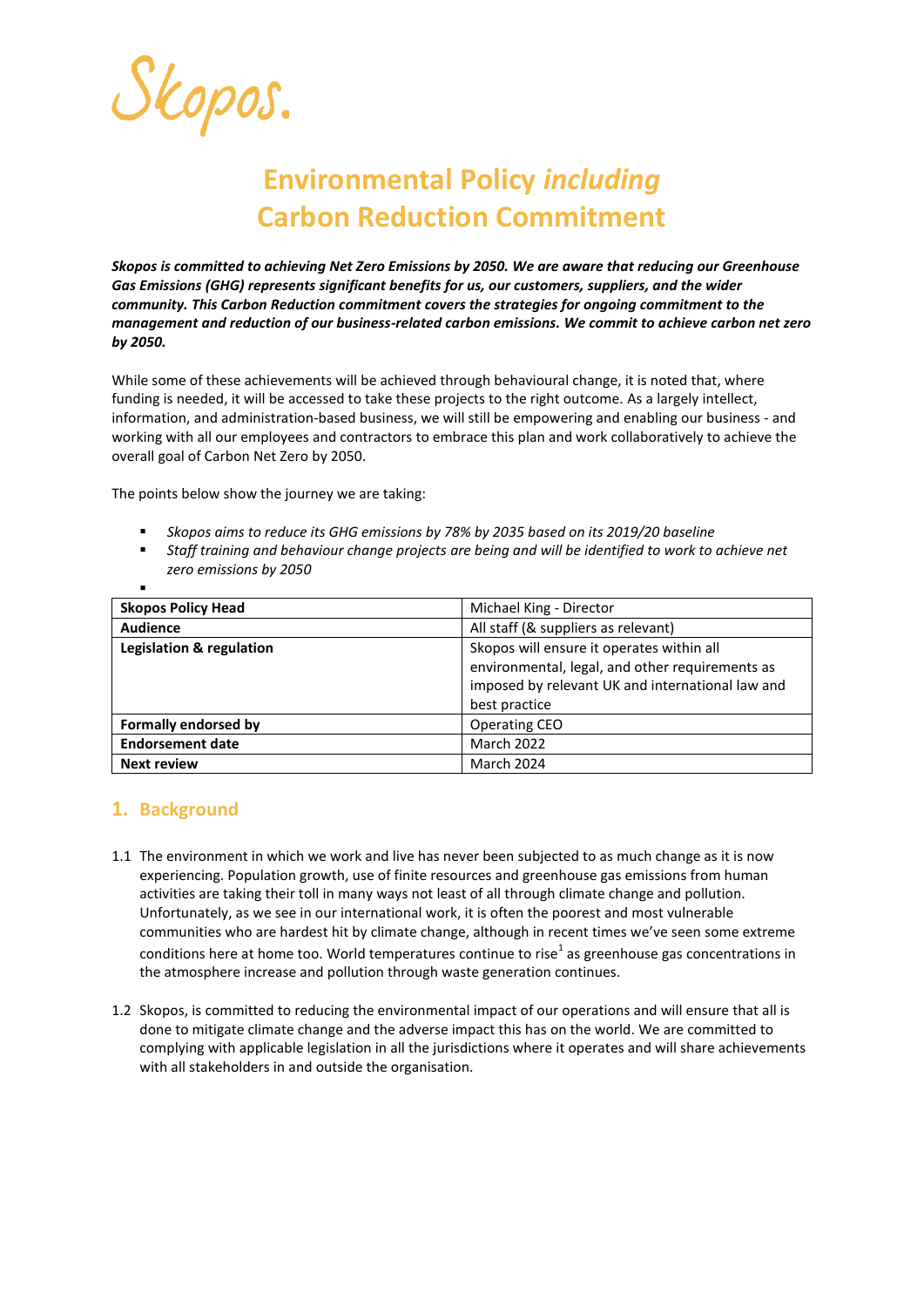Skopos.

# Environmental Policy *including* Carbon Reduction Commitment

***Skopos is committed to achieving Net Zero Emissions by 2050. We are aware that reducing our Greenhouse Gas Emissions (GHG) represents significant benefits for us, our customers, suppliers, and the wider community. This Carbon Reduction commitment covers the strategies for ongoing commitment to the management and reduction of our business-related carbon emissions. We commit to achieve carbon net zero by 2050.***

While some of these achievements will be achieved through behavioural change, it is noted that, where funding is needed, it will be accessed to take these projects to the right outcome. As a largely intellect, information, and administration-based business, we will still be empowering and enabling our business - and working with all our employees and contractors to embrace this plan and work collaboratively to achieve the overall goal of Carbon Net Zero by 2050.

The points below show the journey we are taking:

- *Skopos aims to reduce its GHG emissions by 78% by 2035 based on its 2019/20 baseline*
- *Staff training and behaviour change projects are being and will be identified to work to achieve net zero emissions by 2050*

| **Skopos Policy Head** | Michael King - Director |
|---|---|
| **Audience** | All staff (& suppliers as relevant) |
| **Legislation & regulation** | Skopos will ensure it operates within all environmental, legal, and other requirements as imposed by relevant UK and international law and best practice |
| **Formally endorsed by** | Operating CEO |
| **Endorsement date** | March 2022 |
| **Next review** | March 2024 |

## 1. Background

1.1 The environment in which we work and live has never been subjected to as much change as it is now experiencing. Population growth, use of finite resources and greenhouse gas emissions from human activities are taking their toll in many ways not least of all through climate change and pollution. Unfortunately, as we see in our international work, it is often the poorest and most vulnerable communities who are hardest hit by climate change, although in recent times we've seen some extreme conditions here at home too. World temperatures continue to rise[1] as greenhouse gas concentrations in the atmosphere increase and pollution through waste generation continues.

1.2 Skopos, is committed to reducing the environmental impact of our operations and will ensure that all is done to mitigate climate change and the adverse impact this has on the world. We are committed to complying with applicable legislation in all the jurisdictions where it operates and will share achievements with all stakeholders in and outside the organisation.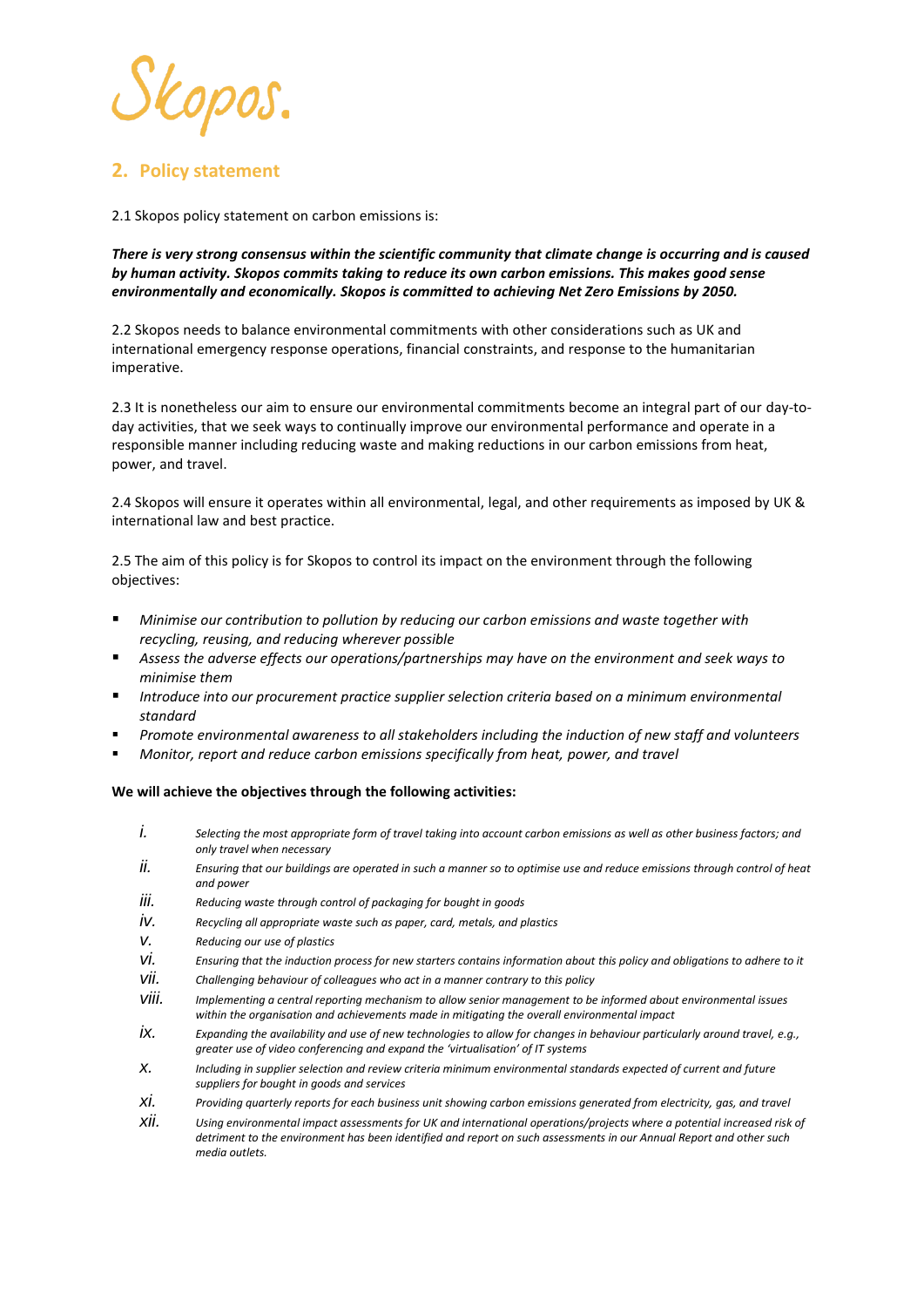## 2. Policy statement

2.1 Skopos policy statement on carbon emissions is:

***There is very strong consensus within the scientific community that climate change is occurring and is caused by human activity. Skopos commits taking to reduce its own carbon emissions. This makes good sense environmentally and economically. Skopos is committed to achieving Net Zero Emissions by 2050.***

2.2 Skopos needs to balance environmental commitments with other considerations such as UK and international emergency response operations, financial constraints, and response to the humanitarian imperative.

2.3 It is nonetheless our aim to ensure our environmental commitments become an integral part of our day-to-day activities, that we seek ways to continually improve our environmental performance and operate in a responsible manner including reducing waste and making reductions in our carbon emissions from heat, power, and travel.

2.4 Skopos will ensure it operates within all environmental, legal, and other requirements as imposed by UK & international law and best practice.

2.5 The aim of this policy is for Skopos to control its impact on the environment through the following objectives:

- *Minimise our contribution to pollution by reducing our carbon emissions and waste together with recycling, reusing, and reducing wherever possible*
- *Assess the adverse effects our operations/partnerships may have on the environment and seek ways to minimise them*
- *Introduce into our procurement practice supplier selection criteria based on a minimum environmental standard*
- *Promote environmental awareness to all stakeholders including the induction of new staff and volunteers*
- *Monitor, report and reduce carbon emissions specifically from heat, power, and travel*

**We will achieve the objectives through the following activities:**

i. *Selecting the most appropriate form of travel taking into account carbon emissions as well as other business factors; and only travel when necessary*
ii. *Ensuring that our buildings are operated in such a manner so to optimise use and reduce emissions through control of heat and power*
iii. *Reducing waste through control of packaging for bought in goods*
iv. *Recycling all appropriate waste such as paper, card, metals, and plastics*
v. *Reducing our use of plastics*
vi. *Ensuring that the induction process for new starters contains information about this policy and obligations to adhere to it*
vii. *Challenging behaviour of colleagues who act in a manner contrary to this policy*
viii. *Implementing a central reporting mechanism to allow senior management to be informed about environmental issues within the organisation and achievements made in mitigating the overall environmental impact*
ix. *Expanding the availability and use of new technologies to allow for changes in behaviour particularly around travel, e.g., greater use of video conferencing and expand the 'virtualisation' of IT systems*
x. *Including in supplier selection and review criteria minimum environmental standards expected of current and future suppliers for bought in goods and services*
xi. *Providing quarterly reports for each business unit showing carbon emissions generated from electricity, gas, and travel*
xii. *Using environmental impact assessments for UK and international operations/projects where a potential increased risk of detriment to the environment has been identified and report on such assessments in our Annual Report and other such media outlets.*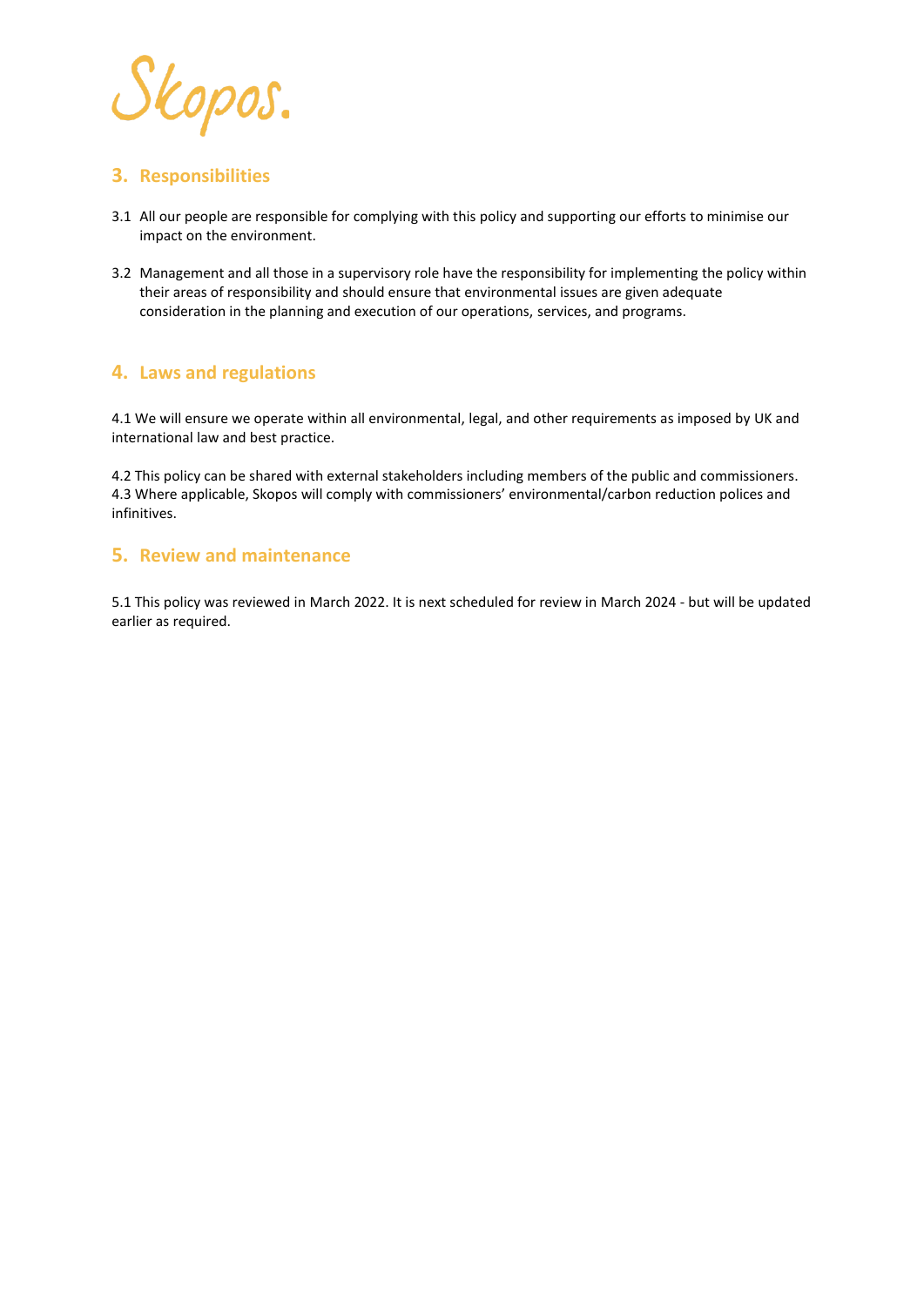Skopos.

## 3. Responsibilities

3.1 All our people are responsible for complying with this policy and supporting our efforts to minimise our impact on the environment.

3.2 Management and all those in a supervisory role have the responsibility for implementing the policy within their areas of responsibility and should ensure that environmental issues are given adequate consideration in the planning and execution of our operations, services, and programs.

## 4. Laws and regulations

4.1 We will ensure we operate within all environmental, legal, and other requirements as imposed by UK and international law and best practice.

4.2 This policy can be shared with external stakeholders including members of the public and commissioners.
4.3 Where applicable, Skopos will comply with commissioners' environmental/carbon reduction polices and infinitives.

## 5. Review and maintenance

5.1 This policy was reviewed in March 2022. It is next scheduled for review in March 2024 - but will be updated earlier as required.